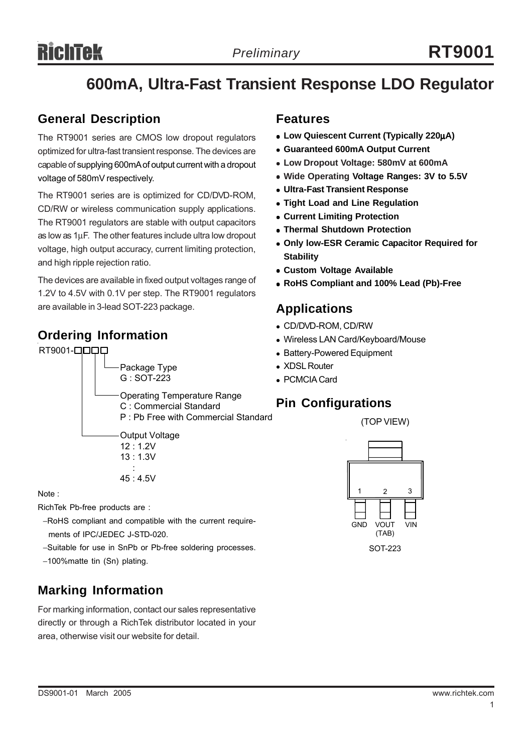# RT9001

*Preliminary*

## 600mA, Ultra-Fast Transient Response LDO Regulator

## General Description

The RT9001 series are CMOS low dropout regulators optimized for ultra-fast transient response. The devices are capable of supplying 600mA of output current with a dropout voltage of 580mV respectively.

The RT9001 series are is optimized for CD/DVD-ROM, CD/RW or wireless communication supply applications. The RT9001 regulators are stable with output capacitors as low as 1μF. The other features include ultra low dropout voltage, high output accuracy, current limiting protection, and high ripple rejection ratio.

The devices are available in fixed output voltages range of 1.2V to 4.5V with 0.1V per step. The RT9001 regulators are available in 3-lead SOT-223 package.

## Ordering Information

RT9001-□□□□

- Package Type
  - G : SOT-223
- Operating Temperature Range
  - C : Commercial Standard
  - P : Pb Free with Commercial Standard
- Output Voltage
  - 12 : 1.2V
  - 13 : 1.3V
  - :
  - 45 : 4.5V

Note :

RichTek Pb-free products are :

- −RoHS compliant and compatible with the current requirements of IPC/JEDEC J-STD-020.
- −Suitable for use in SnPb or Pb-free soldering processes.
- −100%matte tin (Sn) plating.

## Marking Information

For marking information, contact our sales representative directly or through a RichTek distributor located in your area, otherwise visit our website for detail.

## Features

- **Low Quiescent Current (Typically 220μA)**
- **Guaranteed 600mA Output Current**
- **Low Dropout Voltage: 580mV at 600mA**
- **Wide Operating Voltage Ranges: 3V to 5.5V**
- **Ultra-Fast Transient Response**
- **Tight Load and Line Regulation**
- **Current Limiting Protection**
- **Thermal Shutdown Protection**
- **Only low-ESR Ceramic Capacitor Required for Stability**
- **Custom Voltage Available**
- **RoHS Compliant and 100% Lead (Pb)-Free**

## Applications

- CD/DVD-ROM, CD/RW
- Wireless LAN Card/Keyboard/Mouse
- Battery-Powered Equipment
- XDSL Router
- PCMCIA Card

## Pin Configurations

(TOP VIEW)

| 1 | 2 | 3 |
|---|---|---|
| GND | VOUT (TAB) | VIN |

SOT-223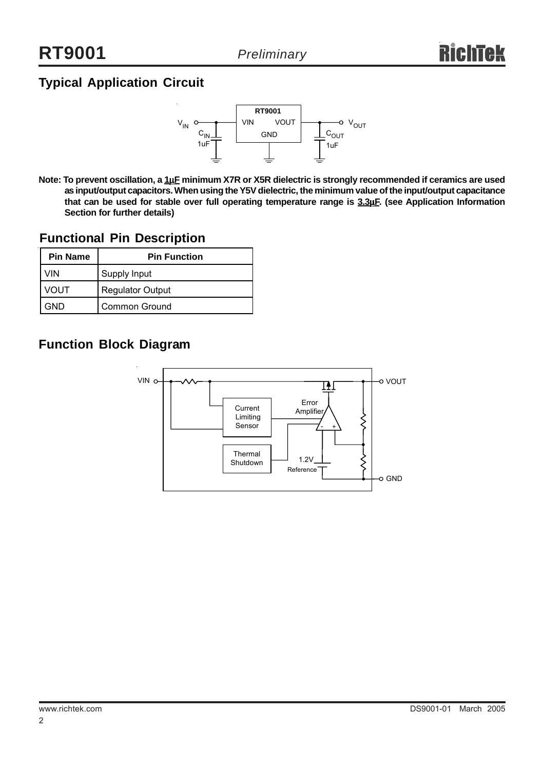## Typical Application Circuit

**Note: To prevent oscillation, a 1μF minimum X7R or X5R dielectric is strongly recommended if ceramics are used as input/output capacitors. When using the Y5V dielectric, the minimum value of the input/output capacitance that can be used for stable over full operating temperature range is 3.3μF. (see Application Information Section for further details)**

## Functional Pin Description

| Pin Name | Pin Function |
|---|---|
| VIN | Supply Input |
| VOUT | Regulator Output |
| GND | Common Ground |

## Function Block Diagram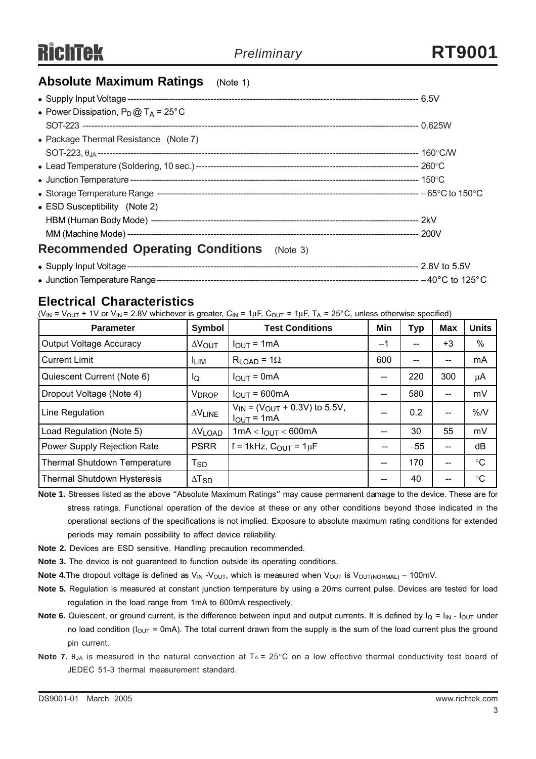## Absolute Maximum Ratings (Note 1)

- Supply Input Voltage ---------- 6.5V
- Power Dissipation, $P_D$ @ $T_A$ = 25°C
  SOT-223 ---------- 0.625W
- Package Thermal Resistance (Note 7)
  SOT-223, $\theta_{JA}$ ---------- 160°C/W
- Lead Temperature (Soldering, 10 sec.) ---------- 260°C
- Junction Temperature ---------- 150°C
- Storage Temperature Range ---------- −65°C to 150°C
- ESD Susceptibility (Note 2)
  HBM (Human Body Mode) ---------- 2kV
  MM (Machine Mode) ---------- 200V

## Recommended Operating Conditions (Note 3)

- Supply Input Voltage ---------- 2.8V to 5.5V
- Junction Temperature Range ---------- −40°C to 125°C

## Electrical Characteristics

($V_{IN}$ = $V_{OUT}$ + 1V or $V_{IN}$ = 2.8V whichever is greater, $C_{IN}$ = 1μF, $C_{OUT}$ = 1μF, $T_A$ = 25°C, unless otherwise specified)

| Parameter | Symbol | Test Conditions | Min | Typ | Max | Units |
|---|---|---|---|---|---|---|
| Output Voltage Accuracy | $\Delta V_{OUT}$ | $I_{OUT}$ = 1mA | −1 | -- | +3 | % |
| Current Limit | $I_{LIM}$ | $R_{LOAD}$ = 1Ω | 600 | -- | -- | mA |
| Quiescent Current (Note 6) | $I_Q$ | $I_{OUT}$ = 0mA | -- | 220 | 300 | μA |
| Dropout Voltage (Note 4) | $V_{DROP}$ | $I_{OUT}$ = 600mA | -- | 580 | -- | mV |
| Line Regulation | $\Delta V_{LINE}$ | $V_{IN}$ = ($V_{OUT}$ + 0.3V) to 5.5V, $I_{OUT}$ = 1mA | -- | 0.2 | -- | %/V |
| Load Regulation (Note 5) | $\Delta V_{LOAD}$ | 1mA < $I_{OUT}$ < 600mA | -- | 30 | 55 | mV |
| Power Supply Rejection Rate | PSRR | f = 1kHz, $C_{OUT}$ = 1μF | -- | −55 | -- | dB |
| Thermal Shutdown Temperature | $T_{SD}$ | | -- | 170 | -- | °C |
| Thermal Shutdown Hysteresis | $\Delta T_{SD}$ | | -- | 40 | -- | °C |

**Note 1.** Stresses listed as the above "Absolute Maximum Ratings" may cause permanent damage to the device. These are for stress ratings. Functional operation of the device at these or any other conditions beyond those indicated in the operational sections of the specifications is not implied. Exposure to absolute maximum rating conditions for extended periods may remain possibility to affect device reliability.

**Note 2.** Devices are ESD sensitive. Handling precaution recommended.

**Note 3.** The device is not guaranteed to function outside its operating conditions.

**Note 4.** The dropout voltage is defined as $V_{IN}$ - $V_{OUT}$, which is measured when $V_{OUT}$ is $V_{OUT(NORMAL)}$ − 100mV.

**Note 5.** Regulation is measured at constant junction temperature by using a 20ms current pulse. Devices are tested for load regulation in the load range from 1mA to 600mA respectively.

**Note 6.** Quiescent, or ground current, is the difference between input and output currents. It is defined by $I_Q = I_{IN} - I_{OUT}$ under no load condition ($I_{OUT}$ = 0mA). The total current drawn from the supply is the sum of the load current plus the ground pin current.

**Note 7.** $\theta_{JA}$ is measured in the natural convection at $T_A$ = 25°C on a low effective thermal conductivity test board of JEDEC 51-3 thermal measurement standard.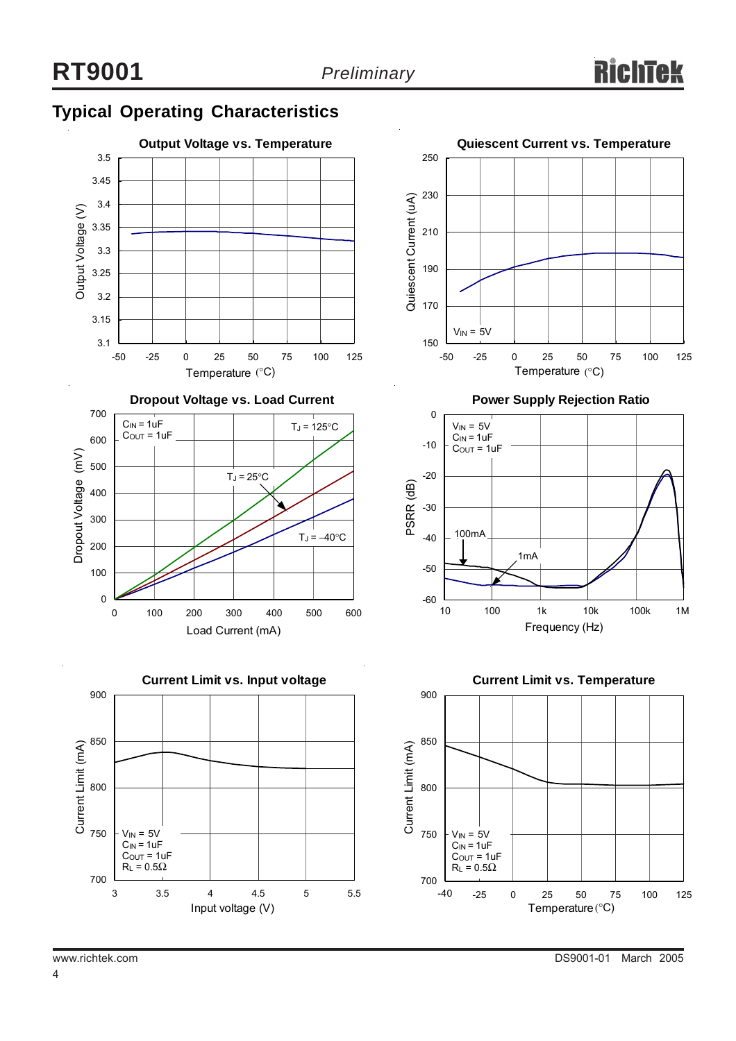## Typical Operating Characteristics

**Output Voltage vs. Temperature**

Output Voltage (V) vs. Temperature (°C)

**Quiescent Current vs. Temperature**

Quiescent Current (uA) vs. Temperature (°C)

$V_{IN}$ = 5V

**Dropout Voltage vs. Load Current**

Dropout Voltage (mV) vs. Load Current (mA)

$C_{IN}$ = 1uF
$C_{OUT}$ = 1uF

$T_J$ = 125°C
$T_J$ = 25°C
$T_J$ = −40°C

**Power Supply Rejection Ratio**

PSRR (dB) vs. Frequency (Hz)

$V_{IN}$ = 5V
$C_{IN}$ = 1uF
$C_{OUT}$ = 1uF

100mA
1mA

**Current Limit vs. Input voltage**

Current Limit (mA) vs. Input voltage (V)

$V_{IN}$ = 5V
$C_{IN}$ = 1uF
$C_{OUT}$ = 1uF
$R_L$ = 0.5Ω

**Current Limit vs. Temperature**

Current Limit (mA) vs. Temperature (°C)

$V_{IN}$ = 5V
$C_{IN}$ = 1uF
$C_{OUT}$ = 1uF
$R_L$ = 0.5Ω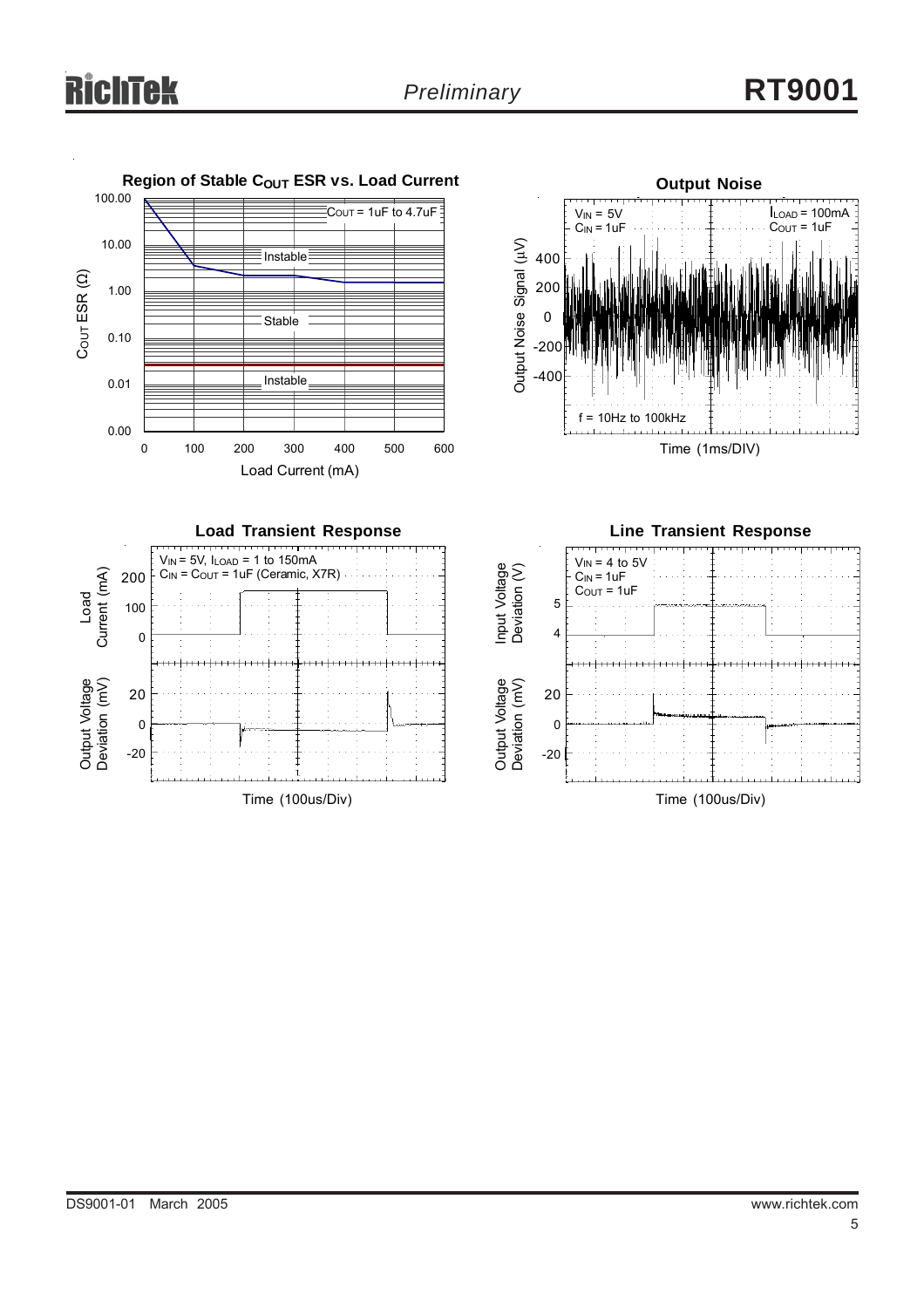**Region of Stable $C_{OUT}$ ESR vs. Load Current**

$C_{OUT}$ = 1uF to 4.7uF

Instable

Stable

Instable

$C_{OUT}$ ESR (Ω): 100.00, 10.00, 1.00, 0.10, 0.01, 0.00

Load Current (mA): 0, 100, 200, 300, 400, 500, 600

**Output Noise**

$V_{IN}$ = 5V
$C_{IN}$ = 1uF

$I_{LOAD}$ = 100mA
$C_{OUT}$ = 1uF

f = 10Hz to 100kHz

Output Noise Signal (μV): 400, 200, 0, -200, -400

Time (1ms/DIV)

**Load Transient Response**

$V_{IN}$ = 5V, $I_{LOAD}$ = 1 to 150mA
$C_{IN}$ = $C_{OUT}$ = 1uF (Ceramic, X7R)

Load Current (mA): 200, 100, 0

Output Voltage Deviation (mV): 20, 0, -20

Time (100us/Div)

**Line Transient Response**

$V_{IN}$ = 4 to 5V
$C_{IN}$ = 1uF
$C_{OUT}$ = 1uF

Input Voltage Deviation (V): 5, 4

Output Voltage Deviation (mV): 20, 0, -20

Time (100us/Div)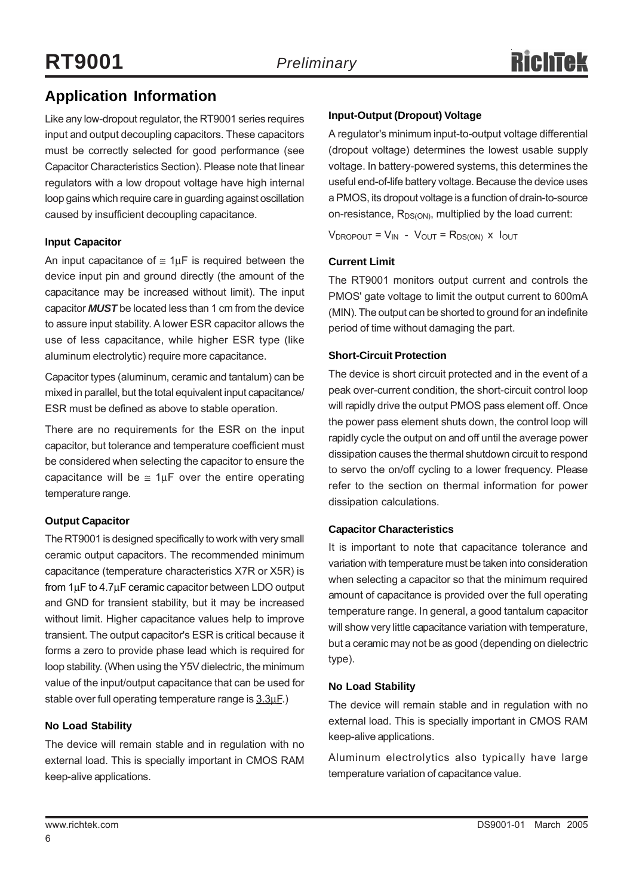## Application Information

Like any low-dropout regulator, the RT9001 series requires input and output decoupling capacitors. These capacitors must be correctly selected for good performance (see Capacitor Characteristics Section). Please note that linear regulators with a low dropout voltage have high internal loop gains which require care in guarding against oscillation caused by insufficient decoupling capacitance.

### Input Capacitor

An input capacitance of ≅ 1μF is required between the device input pin and ground directly (the amount of the capacitance may be increased without limit). The input capacitor ***MUST*** be located less than 1 cm from the device to assure input stability. A lower ESR capacitor allows the use of less capacitance, while higher ESR type (like aluminum electrolytic) require more capacitance.

Capacitor types (aluminum, ceramic and tantalum) can be mixed in parallel, but the total equivalent input capacitance/ ESR must be defined as above to stable operation.

There are no requirements for the ESR on the input capacitor, but tolerance and temperature coefficient must be considered when selecting the capacitor to ensure the capacitance will be ≅ 1μF over the entire operating temperature range.

### Output Capacitor

The RT9001 is designed specifically to work with very small ceramic output capacitors. The recommended minimum capacitance (temperature characteristics X7R or X5R) is from 1μF to 4.7μF ceramic capacitor between LDO output and GND for transient stability, but it may be increased without limit. Higher capacitance values help to improve transient. The output capacitor's ESR is critical because it forms a zero to provide phase lead which is required for loop stability. (When using the Y5V dielectric, the minimum value of the input/output capacitance that can be used for stable over full operating temperature range is 3.3μF.)

### No Load Stability

The device will remain stable and in regulation with no external load. This is specially important in CMOS RAM keep-alive applications.

### Input-Output (Dropout) Voltage

A regulator's minimum input-to-output voltage differential (dropout voltage) determines the lowest usable supply voltage. In battery-powered systems, this determines the useful end-of-life battery voltage. Because the device uses a PMOS, its dropout voltage is a function of drain-to-source on-resistance, $R_{DS(ON)}$, multiplied by the load current:

$$V_{DROPOUT} = V_{IN} - V_{OUT} = R_{DS(ON)} \times I_{OUT}$$

### Current Limit

The RT9001 monitors output current and controls the PMOS' gate voltage to limit the output current to 600mA (MIN). The output can be shorted to ground for an indefinite period of time without damaging the part.

### Short-Circuit Protection

The device is short circuit protected and in the event of a peak over-current condition, the short-circuit control loop will rapidly drive the output PMOS pass element off. Once the power pass element shuts down, the control loop will rapidly cycle the output on and off until the average power dissipation causes the thermal shutdown circuit to respond to servo the on/off cycling to a lower frequency. Please refer to the section on thermal information for power dissipation calculations.

### Capacitor Characteristics

It is important to note that capacitance tolerance and variation with temperature must be taken into consideration when selecting a capacitor so that the minimum required amount of capacitance is provided over the full operating temperature range. In general, a good tantalum capacitor will show very little capacitance variation with temperature, but a ceramic may not be as good (depending on dielectric type).

### No Load Stability

The device will remain stable and in regulation with no external load. This is specially important in CMOS RAM keep-alive applications.

Aluminum electrolytics also typically have large temperature variation of capacitance value.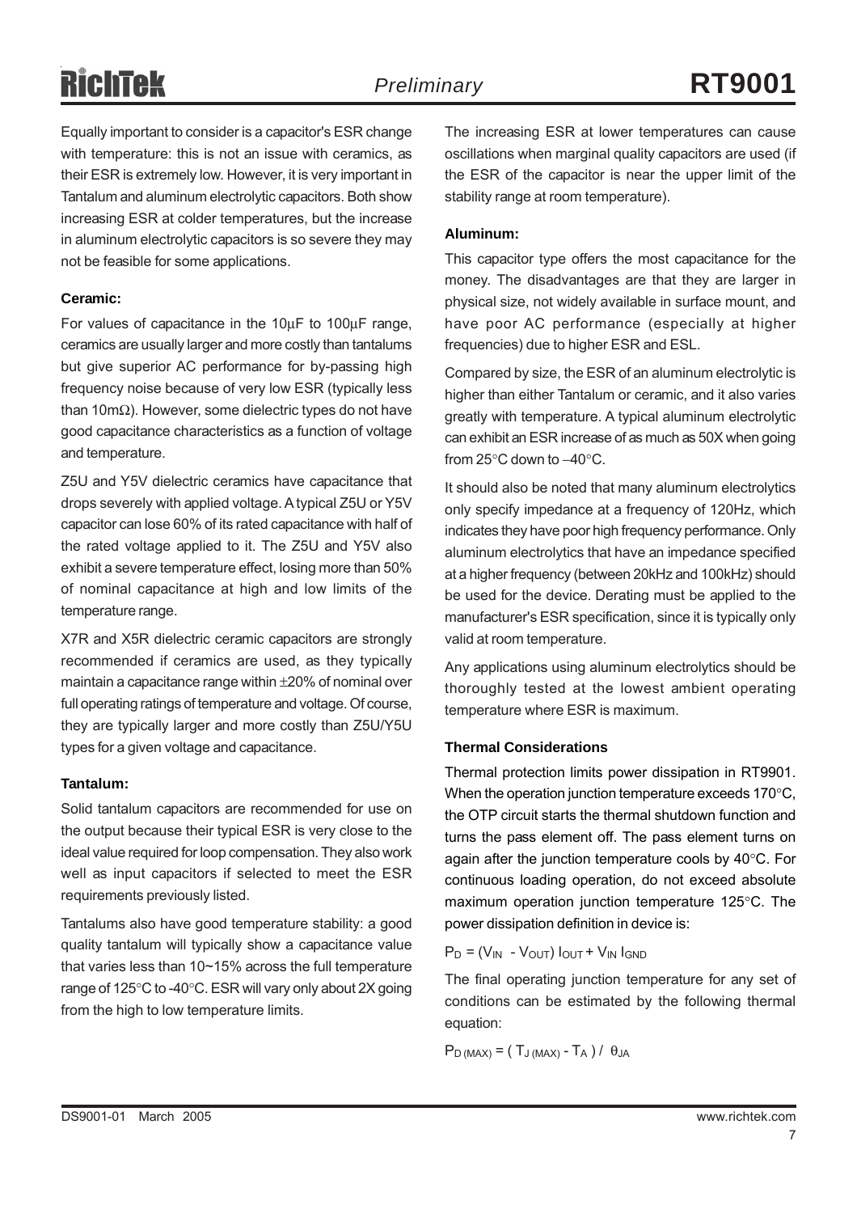Equally important to consider is a capacitor's ESR change with temperature: this is not an issue with ceramics, as their ESR is extremely low. However, it is very important in Tantalum and aluminum electrolytic capacitors. Both show increasing ESR at colder temperatures, but the increase in aluminum electrolytic capacitors is so severe they may not be feasible for some applications.

**Ceramic:**

For values of capacitance in the 10μF to 100μF range, ceramics are usually larger and more costly than tantalums but give superior AC performance for by-passing high frequency noise because of very low ESR (typically less than 10mΩ). However, some dielectric types do not have good capacitance characteristics as a function of voltage and temperature.

Z5U and Y5V dielectric ceramics have capacitance that drops severely with applied voltage. A typical Z5U or Y5V capacitor can lose 60% of its rated capacitance with half of the rated voltage applied to it. The Z5U and Y5V also exhibit a severe temperature effect, losing more than 50% of nominal capacitance at high and low limits of the temperature range.

X7R and X5R dielectric ceramic capacitors are strongly recommended if ceramics are used, as they typically maintain a capacitance range within ±20% of nominal over full operating ratings of temperature and voltage. Of course, they are typically larger and more costly than Z5U/Y5U types for a given voltage and capacitance.

**Tantalum:**

Solid tantalum capacitors are recommended for use on the output because their typical ESR is very close to the ideal value required for loop compensation. They also work well as input capacitors if selected to meet the ESR requirements previously listed.

Tantalums also have good temperature stability: a good quality tantalum will typically show a capacitance value that varies less than 10~15% across the full temperature range of 125°C to -40°C. ESR will vary only about 2X going from the high to low temperature limits.

The increasing ESR at lower temperatures can cause oscillations when marginal quality capacitors are used (if the ESR of the capacitor is near the upper limit of the stability range at room temperature).

**Aluminum:**

This capacitor type offers the most capacitance for the money. The disadvantages are that they are larger in physical size, not widely available in surface mount, and have poor AC performance (especially at higher frequencies) due to higher ESR and ESL.

Compared by size, the ESR of an aluminum electrolytic is higher than either Tantalum or ceramic, and it also varies greatly with temperature. A typical aluminum electrolytic can exhibit an ESR increase of as much as 50X when going from 25°C down to –40°C.

It should also be noted that many aluminum electrolytics only specify impedance at a frequency of 120Hz, which indicates they have poor high frequency performance. Only aluminum electrolytics that have an impedance specified at a higher frequency (between 20kHz and 100kHz) should be used for the device. Derating must be applied to the manufacturer's ESR specification, since it is typically only valid at room temperature.

Any applications using aluminum electrolytics should be thoroughly tested at the lowest ambient operating temperature where ESR is maximum.

**Thermal Considerations**

Thermal protection limits power dissipation in RT9901. When the operation junction temperature exceeds 170°C, the OTP circuit starts the thermal shutdown function and turns the pass element off. The pass element turns on again after the junction temperature cools by 40°C. For continuous loading operation, do not exceed absolute maximum operation junction temperature 125°C. The power dissipation definition in device is:

$$P_D = (V_{IN} - V_{OUT})\ I_{OUT} + V_{IN}\ I_{GND}$$

The final operating junction temperature for any set of conditions can be estimated by the following thermal equation:

$$P_{D\,(MAX)} = (\ T_{J\,(MAX)} - T_A\ ) /\ \theta_{JA}$$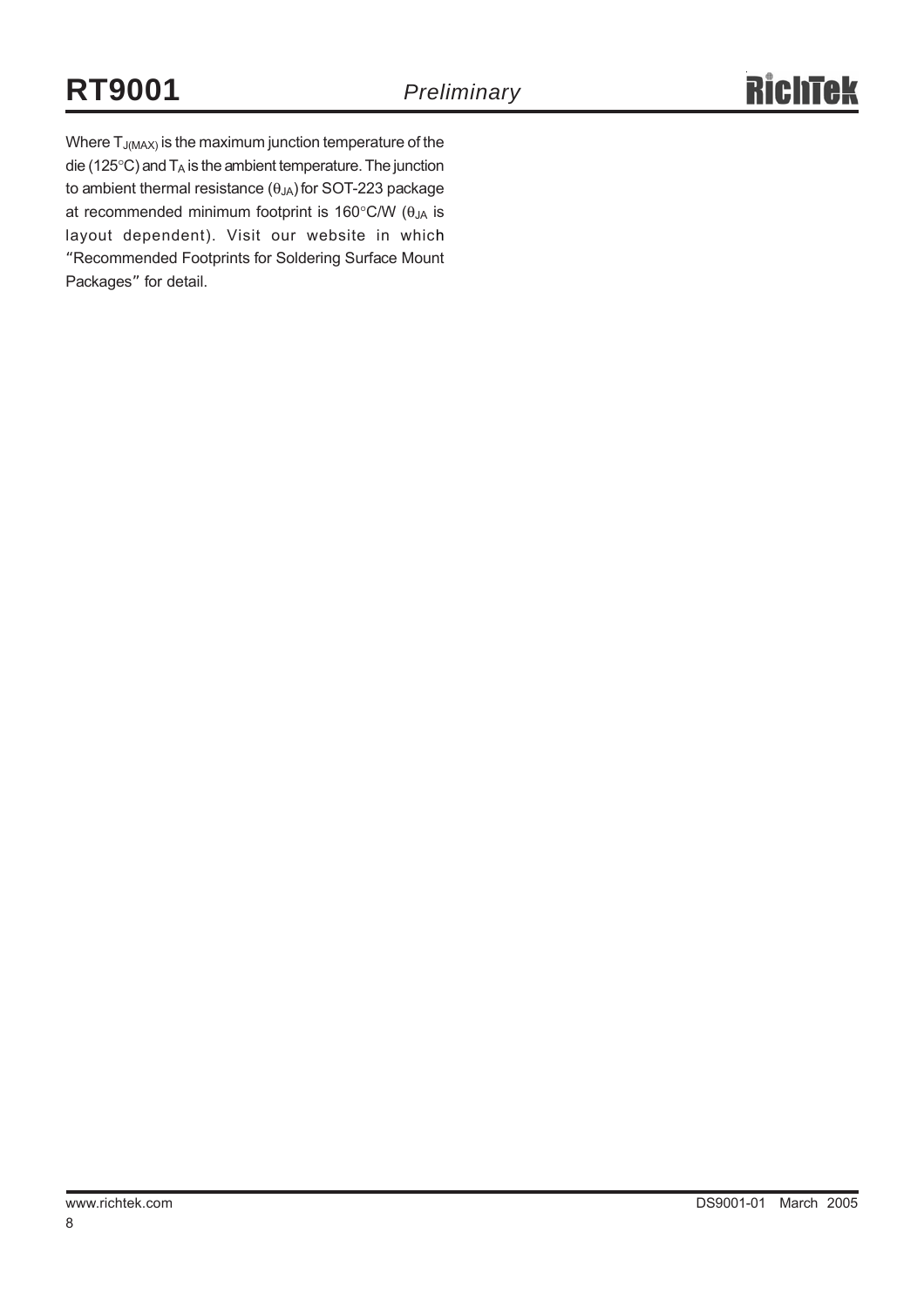Where $T_{J(MAX)}$ is the maximum junction temperature of the die (125°C) and $T_A$ is the ambient temperature. The junction to ambient thermal resistance ($\theta_{JA}$) for SOT-223 package at recommended minimum footprint is 160°C/W ($\theta_{JA}$ is layout dependent). Visit our website in which "Recommended Footprints for Soldering Surface Mount Packages" for detail.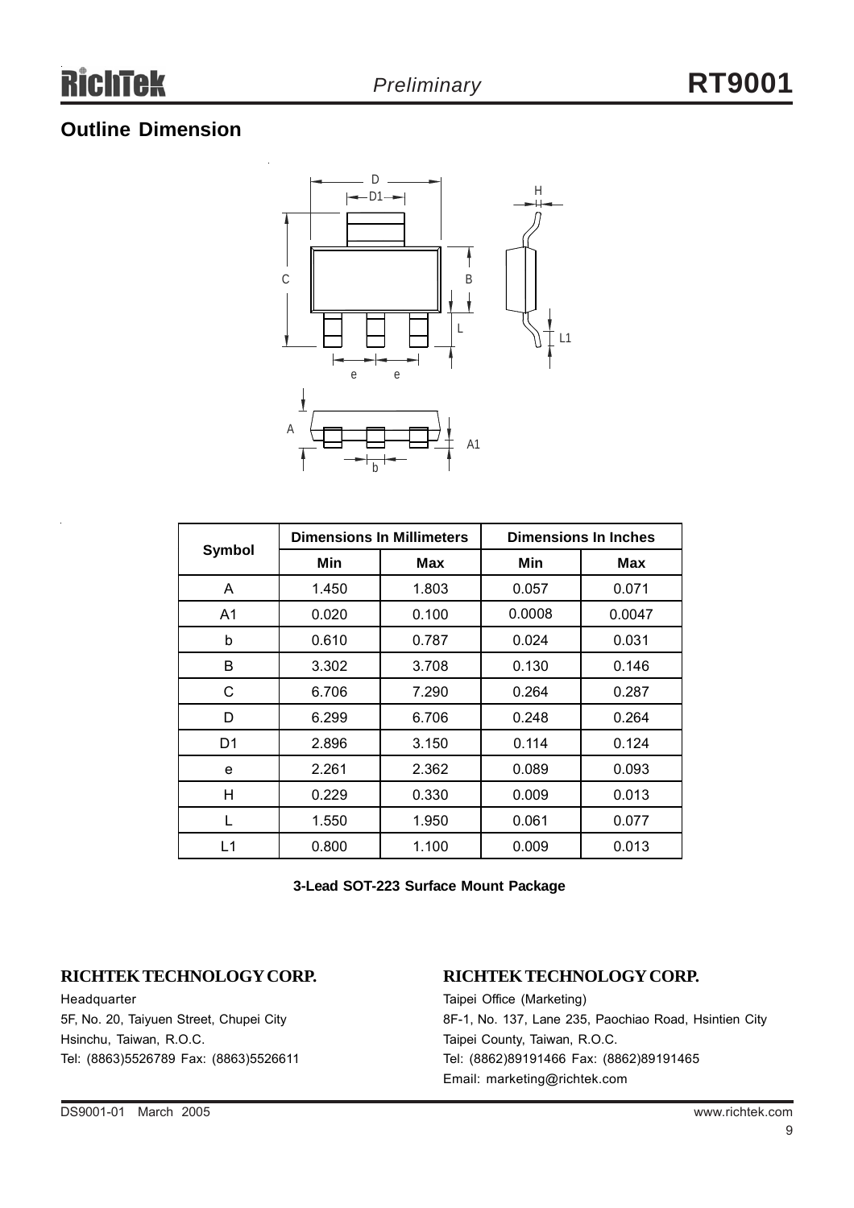## Outline Dimension

D
D1
H
C
B
L
L1
e e
A
A1
b

| Symbol | Dimensions In Millimeters | | Dimensions In Inches | |
|---|---|---|---|---|
| | Min | Max | Min | Max |
| A | 1.450 | 1.803 | 0.057 | 0.071 |
| A1 | 0.020 | 0.100 | 0.0008 | 0.0047 |
| b | 0.610 | 0.787 | 0.024 | 0.031 |
| B | 3.302 | 3.708 | 0.130 | 0.146 |
| C | 6.706 | 7.290 | 0.264 | 0.287 |
| D | 6.299 | 6.706 | 0.248 | 0.264 |
| D1 | 2.896 | 3.150 | 0.114 | 0.124 |
| e | 2.261 | 2.362 | 0.089 | 0.093 |
| H | 0.229 | 0.330 | 0.009 | 0.013 |
| L | 1.550 | 1.950 | 0.061 | 0.077 |
| L1 | 0.800 | 1.100 | 0.009 | 0.013 |

**3-Lead SOT-223 Surface Mount Package**

**RICHTEK TECHNOLOGY CORP.**

Headquarter
5F, No. 20, Taiyuen Street, Chupei City
Hsinchu, Taiwan, R.O.C.
Tel: (8863)5526789 Fax: (8863)5526611

**RICHTEK TECHNOLOGY CORP.**

Taipei Office (Marketing)
8F-1, No. 137, Lane 235, Paochiao Road, Hsintien City
Taipei County, Taiwan, R.O.C.
Tel: (8862)89191466 Fax: (8862)89191465
Email: marketing@richtek.com